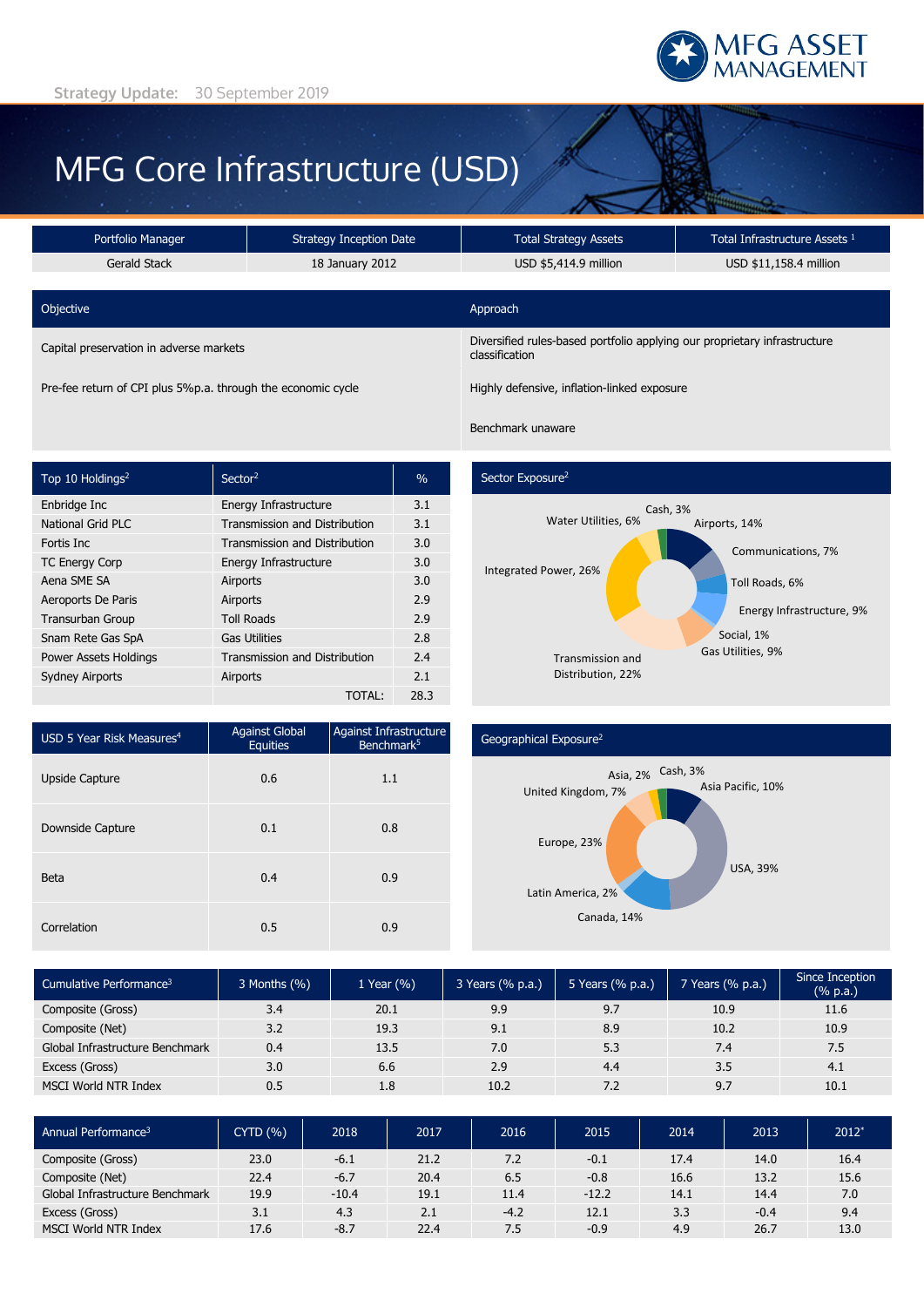MFG ASSET MANAGEMENT

Strategy Update: 30 September 2019

# MFG Core Infrastructure (USD)

| Portfolio Manager | Strategy Inception Date | Total Strategy Assets | Total Infrastructure Assets [1] |
|---|---|---|---|
| Gerald Stack | 18 January 2012 | USD $5,414.9 million | USD $11,158.4 million |

| Objective | Approach |
|---|---|
| Capital preservation in adverse markets | Diversified rules-based portfolio applying our proprietary infrastructure classification |
| Pre-fee return of CPI plus 5%p.a. through the economic cycle | Highly defensive, inflation-linked exposure |
| | Benchmark unaware |

| Top 10 Holdings[2] | Sector[2] | % |
|---|---|---|
| Enbridge Inc | Energy Infrastructure | 3.1 |
| National Grid PLC | Transmission and Distribution | 3.1 |
| Fortis Inc | Transmission and Distribution | 3.0 |
| TC Energy Corp | Energy Infrastructure | 3.0 |
| Aena SME SA | Airports | 3.0 |
| Aeroports De Paris | Airports | 2.9 |
| Transurban Group | Toll Roads | 2.9 |
| Snam Rete Gas SpA | Gas Utilities | 2.8 |
| Power Assets Holdings | Transmission and Distribution | 2.4 |
| Sydney Airports | Airports | 2.1 |
| | TOTAL: | 28.3 |

## Sector Exposure[2]

Cash, 3%; Airports, 14%; Communications, 7%; Toll Roads, 6%; Energy Infrastructure, 9%; Social, 1%; Gas Utilities, 9%; Transmission and Distribution, 22%; Integrated Power, 26%; Water Utilities, 6%

| USD 5 Year Risk Measures[4] | Against Global Equities | Against Infrastructure Benchmark[5] |
|---|---|---|
| Upside Capture | 0.6 | 1.1 |
| Downside Capture | 0.1 | 0.8 |
| Beta | 0.4 | 0.9 |
| Correlation | 0.5 | 0.9 |

## Geographical Exposure[2]

Cash, 3%; Asia Pacific, 10%; USA, 39%; Canada, 14%; Latin America, 2%; Europe, 23%; United Kingdom, 7%; Asia, 2%

| Cumulative Performance[3] | 3 Months (%) | 1 Year (%) | 3 Years (% p.a.) | 5 Years (% p.a.) | 7 Years (% p.a.) | Since Inception (% p.a.) |
|---|---|---|---|---|---|---|
| Composite (Gross) | 3.4 | 20.1 | 9.9 | 9.7 | 10.9 | 11.6 |
| Composite (Net) | 3.2 | 19.3 | 9.1 | 8.9 | 10.2 | 10.9 |
| Global Infrastructure Benchmark | 0.4 | 13.5 | 7.0 | 5.3 | 7.4 | 7.5 |
| Excess (Gross) | 3.0 | 6.6 | 2.9 | 4.4 | 3.5 | 4.1 |
| MSCI World NTR Index | 0.5 | 1.8 | 10.2 | 7.2 | 9.7 | 10.1 |

| Annual Performance[3] | CYTD (%) | 2018 | 2017 | 2016 | 2015 | 2014 | 2013 | 2012* |
|---|---|---|---|---|---|---|---|---|
| Composite (Gross) | 23.0 | -6.1 | 21.2 | 7.2 | -0.1 | 17.4 | 14.0 | 16.4 |
| Composite (Net) | 22.4 | -6.7 | 20.4 | 6.5 | -0.8 | 16.6 | 13.2 | 15.6 |
| Global Infrastructure Benchmark | 19.9 | -10.4 | 19.1 | 11.4 | -12.2 | 14.1 | 14.4 | 7.0 |
| Excess (Gross) | 3.1 | 4.3 | 2.1 | -4.2 | 12.1 | 3.3 | -0.4 | 9.4 |
| MSCI World NTR Index | 17.6 | -8.7 | 22.4 | 7.5 | -0.9 | 4.9 | 26.7 | 13.0 |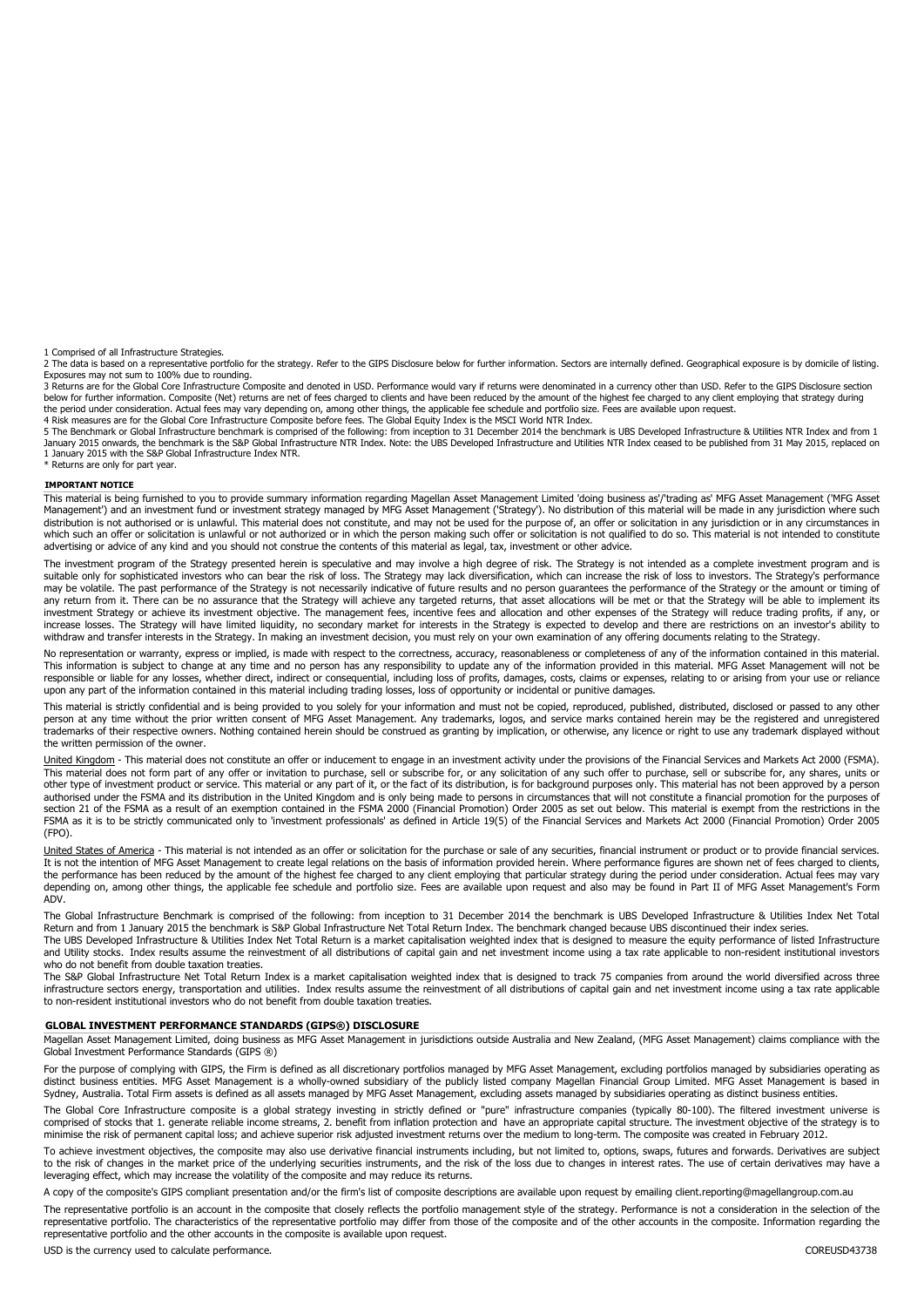1 Comprised of all Infrastructure Strategies.
2 The data is based on a representative portfolio for the strategy. Refer to the GIPS Disclosure below for further information. Sectors are internally defined. Geographical exposure is by domicile of listing. Exposures may not sum to 100% due to rounding.
3 Returns are for the Global Core Infrastructure Composite and denoted in USD. Performance would vary if returns were denominated in a currency other than USD. Refer to the GIPS Disclosure section below for further information. Composite (Net) returns are net of fees charged to clients and have been reduced by the amount of the highest fee charged to any client employing that strategy during the period under consideration. Actual fees may vary depending on, among other things, the applicable fee schedule and portfolio size. Fees are available upon request.
4 Risk measures are for the Global Core Infrastructure Composite before fees. The Global Equity Index is the MSCI World NTR Index.
5 The Benchmark or Global Infrastructure benchmark is comprised of the following: from inception to 31 December 2014 the benchmark is UBS Developed Infrastructure & Utilities NTR Index and from 1 January 2015 onwards, the benchmark is the S&P Global Infrastructure NTR Index. Note: the UBS Developed Infrastructure and Utilities NTR Index ceased to be published from 31 May 2015, replaced on 1 January 2015 with the S&P Global Infrastructure Index NTR.
* Returns are only for part year.

**IMPORTANT NOTICE**

This material is being furnished to you to provide summary information regarding Magellan Asset Management Limited 'doing business as'/'trading as' MFG Asset Management ('MFG Asset Management') and an investment fund or investment strategy managed by MFG Asset Management ('Strategy'). No distribution of this material will be made in any jurisdiction where such distribution is not authorised or is unlawful. This material does not constitute, and may not be used for the purpose of, an offer or solicitation in any jurisdiction or in any circumstances in which such an offer or solicitation is unlawful or not authorized or in which the person making such offer or solicitation is not qualified to do so. This material is not intended to constitute advertising or advice of any kind and you should not construe the contents of this material as legal, tax, investment or other advice.

The investment program of the Strategy presented herein is speculative and may involve a high degree of risk. The Strategy is not intended as a complete investment program and is suitable only for sophisticated investors who can bear the risk of loss. The Strategy may lack diversification, which can increase the risk of loss to investors. The Strategy's performance may be volatile. The past performance of the Strategy is not necessarily indicative of future results and no person guarantees the performance of the Strategy or the amount or timing of any return from it. There can be no assurance that the Strategy will achieve any targeted returns, that asset allocations will be met or that the Strategy will be able to implement its investment Strategy or achieve its investment objective. The management fees, incentive fees and allocation and other expenses of the Strategy will reduce trading profits, if any, or increase losses. The Strategy will have limited liquidity, no secondary market for interests in the Strategy is expected to develop and there are restrictions on an investor's ability to withdraw and transfer interests in the Strategy. In making an investment decision, you must rely on your own examination of any offering documents relating to the Strategy.

No representation or warranty, express or implied, is made with respect to the correctness, accuracy, reasonableness or completeness of any of the information contained in this material. This information is subject to change at any time and no person has any responsibility to update any of the information provided in this material. MFG Asset Management will not be responsible or liable for any losses, whether direct, indirect or consequential, including loss of profits, damages, costs, claims or expenses, relating to or arising from your use or reliance upon any part of the information contained in this material including trading losses, loss of opportunity or incidental or punitive damages.

This material is strictly confidential and is being provided to you solely for your information and must not be copied, reproduced, published, distributed, disclosed or passed to any other person at any time without the prior written consent of MFG Asset Management. Any trademarks, logos, and service marks contained herein may be the registered and unregistered trademarks of their respective owners. Nothing contained herein should be construed as granting by implication, or otherwise, any licence or right to use any trademark displayed without the written permission of the owner.

United Kingdom - This material does not constitute an offer or inducement to engage in an investment activity under the provisions of the Financial Services and Markets Act 2000 (FSMA). This material does not form part of any offer or invitation to purchase, sell or subscribe for, or any solicitation of any such offer to purchase, sell or subscribe for, any shares, units or other type of investment product or service. This material or any part of it, or the fact of its distribution, is for background purposes only. This material has not been approved by a person authorised under the FSMA and its distribution in the United Kingdom and is only being made to persons in circumstances that will not constitute a financial promotion for the purposes of section 21 of the FSMA as a result of an exemption contained in the FSMA 2000 (Financial Promotion) Order 2005 as set out below. This material is exempt from the restrictions in the FSMA as it is to be strictly communicated only to 'investment professionals' as defined in Article 19(5) of the Financial Services and Markets Act 2000 (Financial Promotion) Order 2005 (FPO).

United States of America - This material is not intended as an offer or solicitation for the purchase or sale of any securities, financial instrument or product or to provide financial services. It is not the intention of MFG Asset Management to create legal relations on the basis of information provided herein. Where performance figures are shown net of fees charged to clients, the performance has been reduced by the amount of the highest fee charged to any client employing that particular strategy during the period under consideration. Actual fees may vary depending on, among other things, the applicable fee schedule and portfolio size. Fees are available upon request and also may be found in Part II of MFG Asset Management's Form ADV.

The Global Infrastructure Benchmark is comprised of the following: from inception to 31 December 2014 the benchmark is UBS Developed Infrastructure & Utilities Index Net Total Return and from 1 January 2015 the benchmark is S&P Global Infrastructure Net Total Return Index. The benchmark changed because UBS discontinued their index series.
The UBS Developed Infrastructure & Utilities Index Net Total Return is a market capitalisation weighted index that is designed to measure the equity performance of listed Infrastructure and Utility stocks. Index results assume the reinvestment of all distributions of capital gain and net investment income using a tax rate applicable to non-resident institutional investors who do not benefit from double taxation treaties.
The S&P Global Infrastructure Net Total Return Index is a market capitalisation weighted index that is designed to track 75 companies from around the world diversified across three infrastructure sectors energy, transportation and utilities. Index results assume the reinvestment of all distributions of capital gain and net investment income using a tax rate applicable to non-resident institutional investors who do not benefit from double taxation treaties.

**GLOBAL INVESTMENT PERFORMANCE STANDARDS (GIPS®) DISCLOSURE**

Magellan Asset Management Limited, doing business as MFG Asset Management in jurisdictions outside Australia and New Zealand, (MFG Asset Management) claims compliance with the Global Investment Performance Standards (GIPS ®)

For the purpose of complying with GIPS, the Firm is defined as all discretionary portfolios managed by MFG Asset Management, excluding portfolios managed by subsidiaries operating as distinct business entities. MFG Asset Management is a wholly-owned subsidiary of the publicly listed company Magellan Financial Group Limited. MFG Asset Management is based in Sydney, Australia. Total Firm assets is defined as all assets managed by MFG Asset Management, excluding assets managed by subsidiaries operating as distinct business entities.

The Global Core Infrastructure composite is a global strategy investing in strictly defined or "pure" infrastructure companies (typically 80-100). The filtered investment universe is comprised of stocks that 1. generate reliable income streams, 2. benefit from inflation protection and have an appropriate capital structure. The investment objective of the strategy is to minimise the risk of permanent capital loss; and achieve superior risk adjusted investment returns over the medium to long-term. The composite was created in February 2012.

To achieve investment objectives, the composite may also use derivative financial instruments including, but not limited to, options, swaps, futures and forwards. Derivatives are subject to the risk of changes in the market price of the underlying securities instruments, and the risk of the loss due to changes in interest rates. The use of certain derivatives may have a leveraging effect, which may increase the volatility of the composite and may reduce its returns.

A copy of the composite's GIPS compliant presentation and/or the firm's list of composite descriptions are available upon request by emailing client.reporting@magellangroup.com.au

The representative portfolio is an account in the composite that closely reflects the portfolio management style of the strategy. Performance is not a consideration in the selection of the representative portfolio. The characteristics of the representative portfolio may differ from those of the composite and of the other accounts in the composite. Information regarding the representative portfolio and the other accounts in the composite is available upon request.

USD is the currency used to calculate performance.

COREUSD43738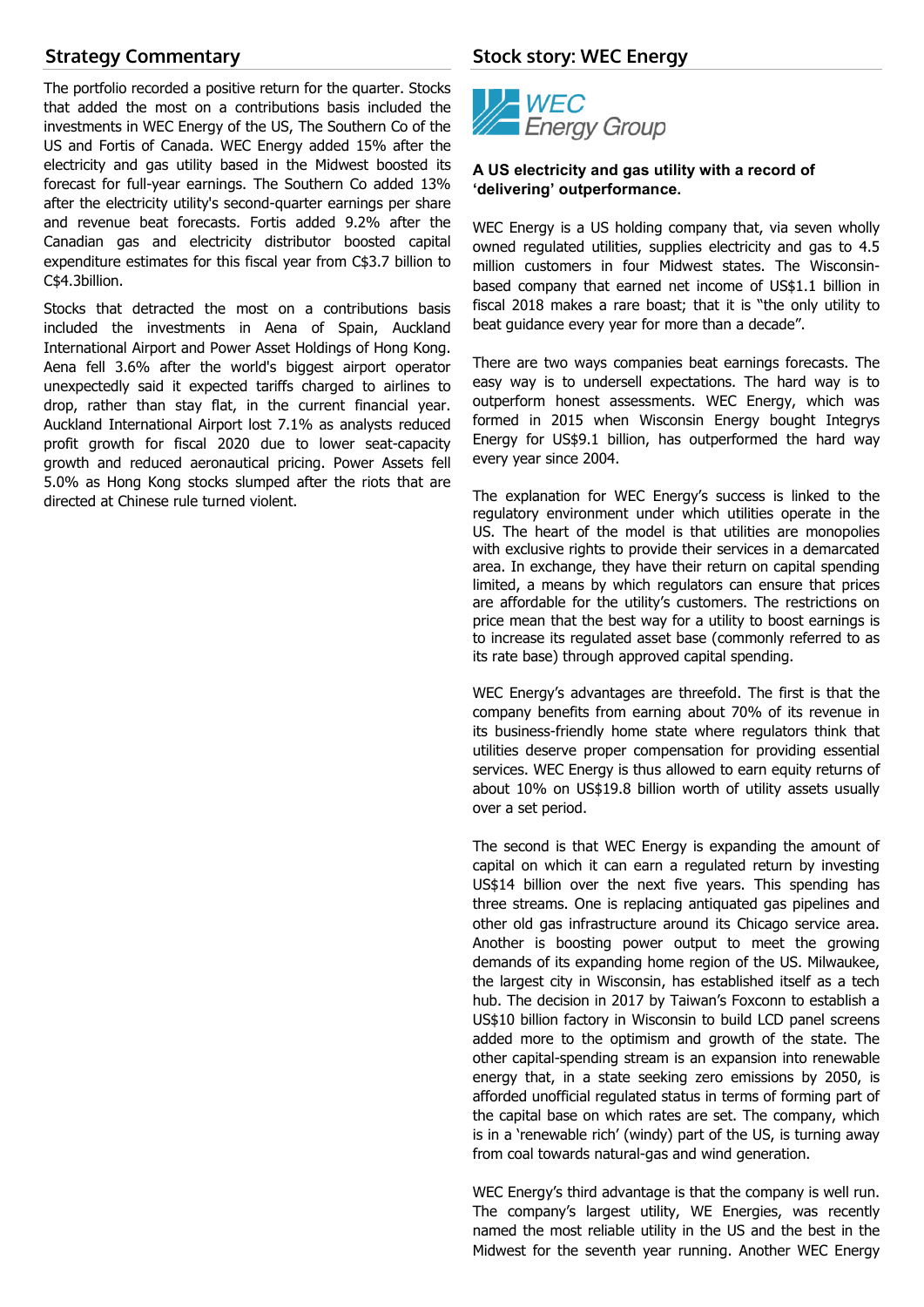## Strategy Commentary

The portfolio recorded a positive return for the quarter. Stocks that added the most on a contributions basis included the investments in WEC Energy of the US, The Southern Co of the US and Fortis of Canada. WEC Energy added 15% after the electricity and gas utility based in the Midwest boosted its forecast for full-year earnings. The Southern Co added 13% after the electricity utility's second-quarter earnings per share and revenue beat forecasts. Fortis added 9.2% after the Canadian gas and electricity distributor boosted capital expenditure estimates for this fiscal year from C$3.7 billion to C$4.3billion.

Stocks that detracted the most on a contributions basis included the investments in Aena of Spain, Auckland International Airport and Power Asset Holdings of Hong Kong. Aena fell 3.6% after the world's biggest airport operator unexpectedly said it expected tariffs charged to airlines to drop, rather than stay flat, in the current financial year. Auckland International Airport lost 7.1% as analysts reduced profit growth for fiscal 2020 due to lower seat-capacity growth and reduced aeronautical pricing. Power Assets fell 5.0% as Hong Kong stocks slumped after the riots that are directed at Chinese rule turned violent.

## Stock story: WEC Energy

WEC Energy Group

**A US electricity and gas utility with a record of 'delivering' outperformance.**

WEC Energy is a US holding company that, via seven wholly owned regulated utilities, supplies electricity and gas to 4.5 million customers in four Midwest states. The Wisconsin-based company that earned net income of US$1.1 billion in fiscal 2018 makes a rare boast; that it is "the only utility to beat guidance every year for more than a decade".

There are two ways companies beat earnings forecasts. The easy way is to undersell expectations. The hard way is to outperform honest assessments. WEC Energy, which was formed in 2015 when Wisconsin Energy bought Integrys Energy for US$9.1 billion, has outperformed the hard way every year since 2004.

The explanation for WEC Energy's success is linked to the regulatory environment under which utilities operate in the US. The heart of the model is that utilities are monopolies with exclusive rights to provide their services in a demarcated area. In exchange, they have their return on capital spending limited, a means by which regulators can ensure that prices are affordable for the utility's customers. The restrictions on price mean that the best way for a utility to boost earnings is to increase its regulated asset base (commonly referred to as its rate base) through approved capital spending.

WEC Energy's advantages are threefold. The first is that the company benefits from earning about 70% of its revenue in its business-friendly home state where regulators think that utilities deserve proper compensation for providing essential services. WEC Energy is thus allowed to earn equity returns of about 10% on US$19.8 billion worth of utility assets usually over a set period.

The second is that WEC Energy is expanding the amount of capital on which it can earn a regulated return by investing US$14 billion over the next five years. This spending has three streams. One is replacing antiquated gas pipelines and other old gas infrastructure around its Chicago service area. Another is boosting power output to meet the growing demands of its expanding home region of the US. Milwaukee, the largest city in Wisconsin, has established itself as a tech hub. The decision in 2017 by Taiwan's Foxconn to establish a US$10 billion factory in Wisconsin to build LCD panel screens added more to the optimism and growth of the state. The other capital-spending stream is an expansion into renewable energy that, in a state seeking zero emissions by 2050, is afforded unofficial regulated status in terms of forming part of the capital base on which rates are set. The company, which is in a 'renewable rich' (windy) part of the US, is turning away from coal towards natural-gas and wind generation.

WEC Energy's third advantage is that the company is well run. The company's largest utility, WE Energies, was recently named the most reliable utility in the US and the best in the Midwest for the seventh year running. Another WEC Energy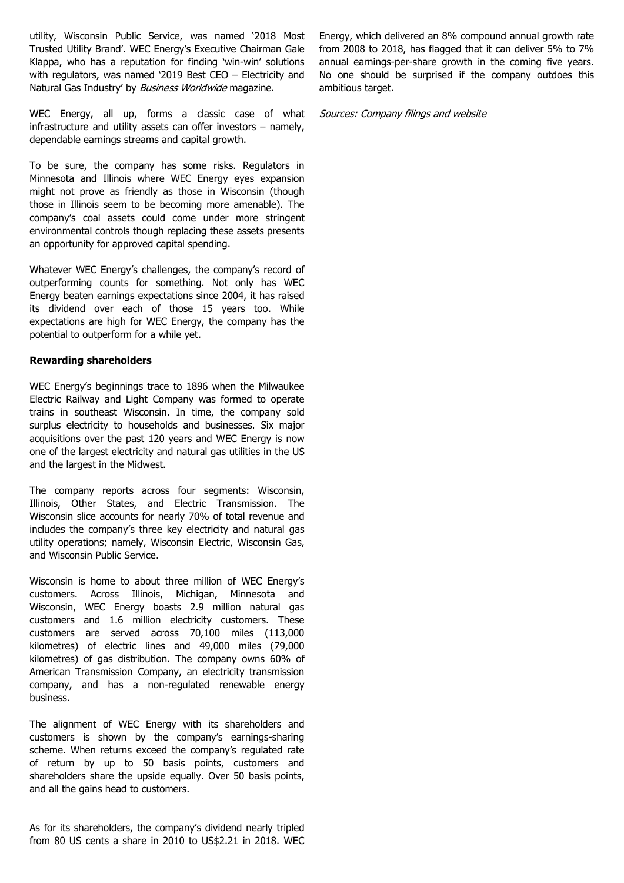utility, Wisconsin Public Service, was named '2018 Most Trusted Utility Brand'. WEC Energy's Executive Chairman Gale Klappa, who has a reputation for finding 'win-win' solutions with regulators, was named '2019 Best CEO – Electricity and Natural Gas Industry' by *Business Worldwide* magazine.

WEC Energy, all up, forms a classic case of what infrastructure and utility assets can offer investors – namely, dependable earnings streams and capital growth.

To be sure, the company has some risks. Regulators in Minnesota and Illinois where WEC Energy eyes expansion might not prove as friendly as those in Wisconsin (though those in Illinois seem to be becoming more amenable). The company's coal assets could come under more stringent environmental controls though replacing these assets presents an opportunity for approved capital spending.

Whatever WEC Energy's challenges, the company's record of outperforming counts for something. Not only has WEC Energy beaten earnings expectations since 2004, it has raised its dividend over each of those 15 years too. While expectations are high for WEC Energy, the company has the potential to outperform for a while yet.

**Rewarding shareholders**

WEC Energy's beginnings trace to 1896 when the Milwaukee Electric Railway and Light Company was formed to operate trains in southeast Wisconsin. In time, the company sold surplus electricity to households and businesses. Six major acquisitions over the past 120 years and WEC Energy is now one of the largest electricity and natural gas utilities in the US and the largest in the Midwest.

The company reports across four segments: Wisconsin, Illinois, Other States, and Electric Transmission. The Wisconsin slice accounts for nearly 70% of total revenue and includes the company's three key electricity and natural gas utility operations; namely, Wisconsin Electric, Wisconsin Gas, and Wisconsin Public Service.

Wisconsin is home to about three million of WEC Energy's customers. Across Illinois, Michigan, Minnesota and Wisconsin, WEC Energy boasts 2.9 million natural gas customers and 1.6 million electricity customers. These customers are served across 70,100 miles (113,000 kilometres) of electric lines and 49,000 miles (79,000 kilometres) of gas distribution. The company owns 60% of American Transmission Company, an electricity transmission company, and has a non-regulated renewable energy business.

The alignment of WEC Energy with its shareholders and customers is shown by the company's earnings-sharing scheme. When returns exceed the company's regulated rate of return by up to 50 basis points, customers and shareholders share the upside equally. Over 50 basis points, and all the gains head to customers.

As for its shareholders, the company's dividend nearly tripled from 80 US cents a share in 2010 to US$2.21 in 2018. WEC Energy, which delivered an 8% compound annual growth rate from 2008 to 2018, has flagged that it can deliver 5% to 7% annual earnings-per-share growth in the coming five years. No one should be surprised if the company outdoes this ambitious target.

*Sources: Company filings and website*